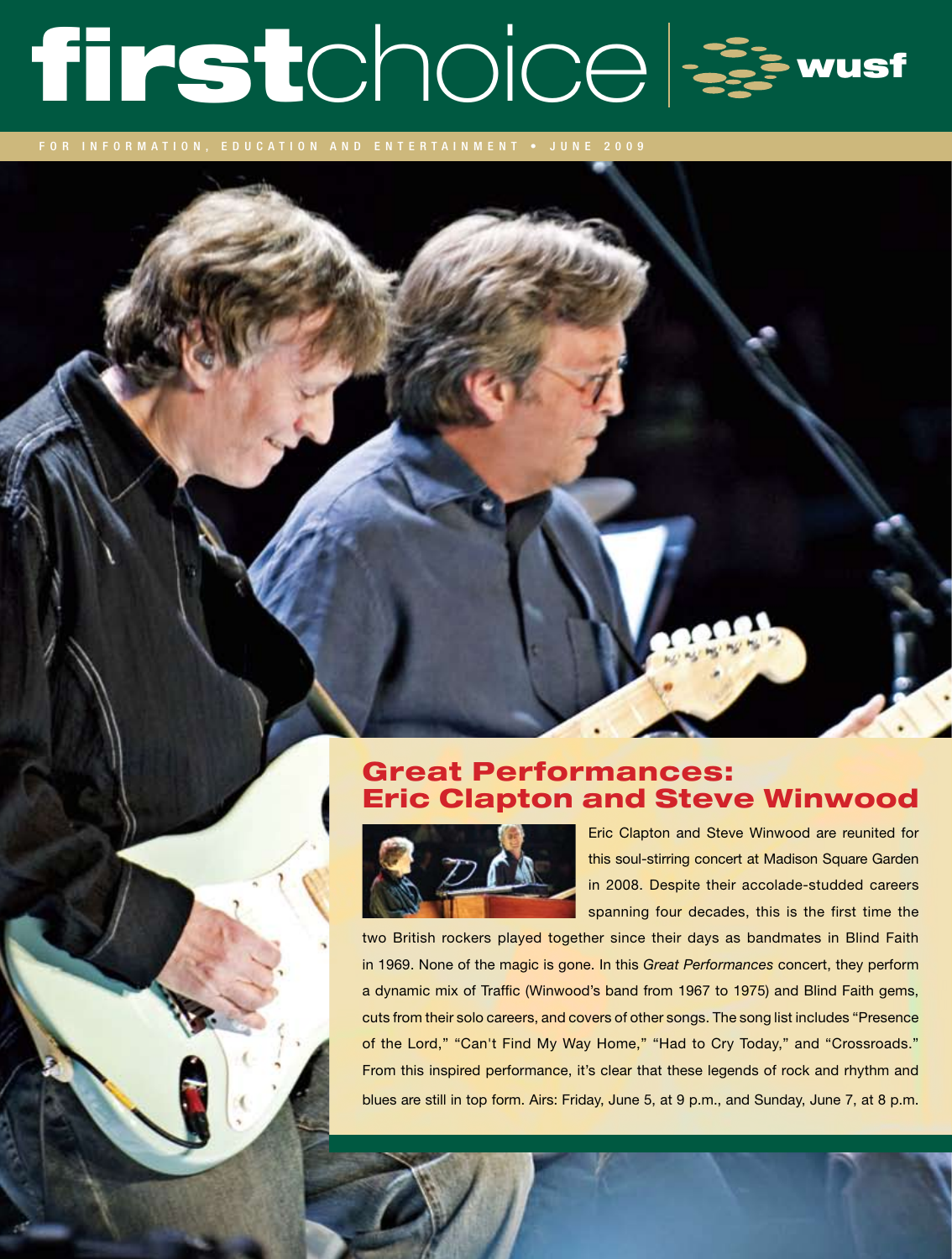# firstchoice | wusf

FOR INFORMATION, EDUCATION AND ENTERTAINMENT • JUNE 2009

## Great Performances: Eric Clapton and Steve Winwood

Eric Clapton and Steve Winwood are reunited for this soul-stirring concert at Madison Square Garden in 2008. Despite their accolade-studded careers spanning four decades, this is the first time the two British rockers played together since their days as bandmates in Blind Faith in 1969. None of the magic is gone. In this *Great Performances* concert, they perform a dynamic mix of Traffic (Winwood's band from 1967 to 1975) and Blind Faith gems, cuts from their solo careers, and covers of other songs. The song list includes "Presence of the Lord," "Can't Find My Way Home," "Had to Cry Today," and "Crossroads." From this inspired performance, it's clear that these legends of rock and rhythm and blues are still in top form. Airs: Friday, June 5, at 9 p.m., and Sunday, June 7, at 8 p.m.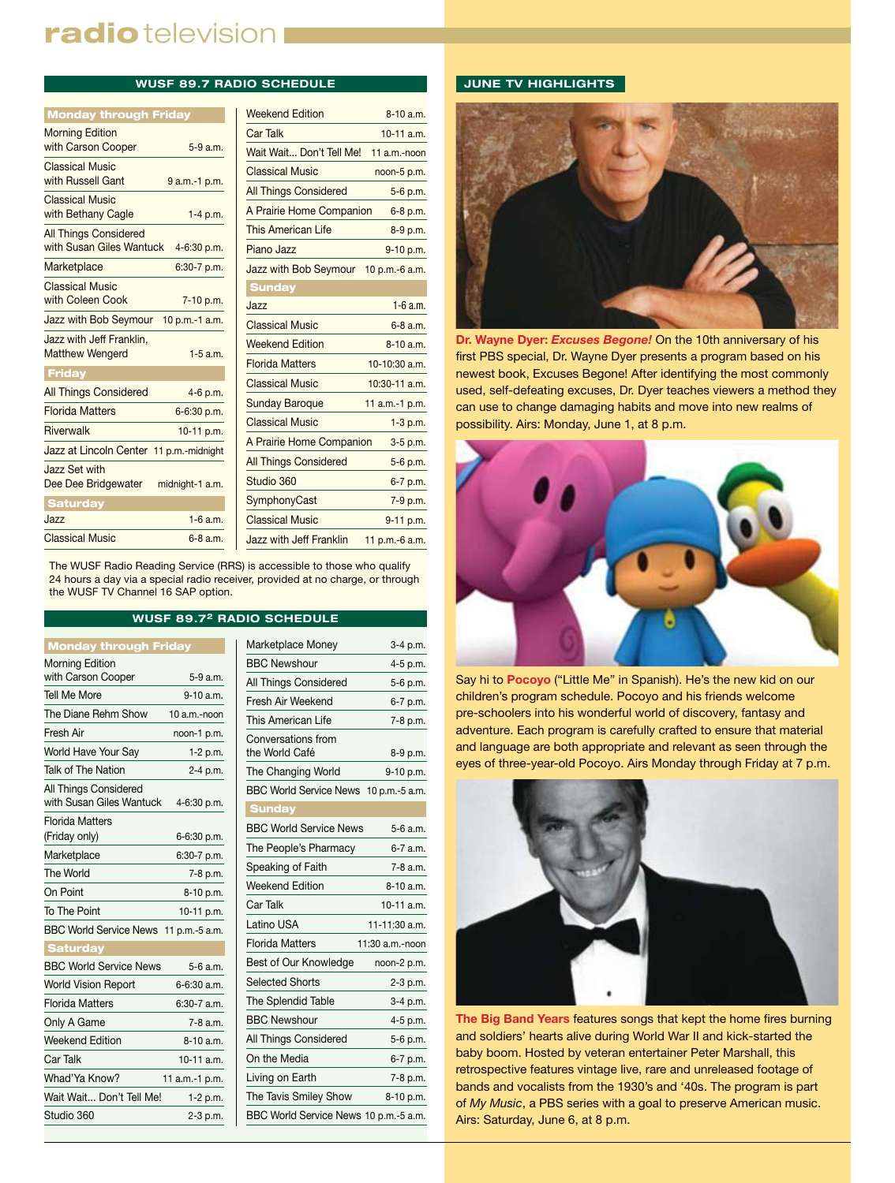# radio television

## WUSF 89.7 RADIO SCHEDULE

| Monday through Friday | |
|---|---|
| Morning Edition with Carson Cooper | 5-9 a.m. |
| Classical Music with Russell Gant | 9 a.m.-1 p.m. |
| Classical Music with Bethany Cagle | 1-4 p.m. |
| All Things Considered with Susan Giles Wantuck | 4-6:30 p.m. |
| Marketplace | 6:30-7 p.m. |
| Classical Music with Coleen Cook | 7-10 p.m. |
| Jazz with Bob Seymour | 10 p.m.-1 a.m. |
| Jazz with Jeff Franklin, Matthew Wengerd | 1-5 a.m. |
| **Friday** | |
| All Things Considered | 4-6 p.m. |
| Florida Matters | 6-6:30 p.m. |
| Riverwalk | 10-11 p.m. |
| Jazz at Lincoln Center | 11 p.m.-midnight |
| Jazz Set with Dee Dee Bridgewater | midnight-1 a.m. |
| **Saturday** | |
| Jazz | 1-6 a.m. |
| Classical Music | 6-8 a.m. |
| Weekend Edition | 8-10 a.m. |
| Car Talk | 10-11 a.m. |
| Wait Wait... Don't Tell Me! | 11 a.m.-noon |
| Classical Music | noon-5 p.m. |
| All Things Considered | 5-6 p.m. |
| A Prairie Home Companion | 6-8 p.m. |
| This American Life | 8-9 p.m. |
| Piano Jazz | 9-10 p.m. |
| Jazz with Bob Seymour | 10 p.m.-6 a.m. |
| **Sunday** | |
| Jazz | 1-6 a.m. |
| Classical Music | 6-8 a.m. |
| Weekend Edition | 8-10 a.m. |
| Florida Matters | 10-10:30 a.m. |
| Classical Music | 10:30-11 a.m. |
| Sunday Baroque | 11 a.m.-1 p.m. |
| Classical Music | 1-3 p.m. |
| A Prairie Home Companion | 3-5 p.m. |
| All Things Considered | 5-6 p.m. |
| Studio 360 | 6-7 p.m. |
| SymphonyCast | 7-9 p.m. |
| Classical Music | 9-11 p.m. |
| Jazz with Jeff Franklin | 11 p.m.-6 a.m. |

The WUSF Radio Reading Service (RRS) is accessible to those who qualify 24 hours a day via a special radio receiver, provided at no charge, or through the WUSF TV Channel 16 SAP option.

## WUSF 89.7² RADIO SCHEDULE

| Monday through Friday | |
|---|---|
| Morning Edition with Carson Cooper | 5-9 a.m. |
| Tell Me More | 9-10 a.m. |
| The Diane Rehm Show | 10 a.m.-noon |
| Fresh Air | noon-1 p.m. |
| World Have Your Say | 1-2 p.m. |
| Talk of The Nation | 2-4 p.m. |
| All Things Considered with Susan Giles Wantuck | 4-6:30 p.m. |
| Florida Matters (Friday only) | 6-6:30 p.m. |
| Marketplace | 6:30-7 p.m. |
| The World | 7-8 p.m. |
| On Point | 8-10 p.m. |
| To The Point | 10-11 p.m. |
| BBC World Service News | 11 p.m.-5 a.m. |
| **Saturday** | |
| BBC World Service News | 5-6 a.m. |
| World Vision Report | 6-6:30 a.m. |
| Florida Matters | 6:30-7 a.m. |
| Only A Game | 7-8 a.m. |
| Weekend Edition | 8-10 a.m. |
| Car Talk | 10-11 a.m. |
| Whad'Ya Know? | 11 a.m.-1 p.m. |
| Wait Wait... Don't Tell Me! | 1-2 p.m. |
| Studio 360 | 2-3 p.m. |
| Marketplace Money | 3-4 p.m. |
| BBC Newshour | 4-5 p.m. |
| All Things Considered | 5-6 p.m. |
| Fresh Air Weekend | 6-7 p.m. |
| This American Life | 7-8 p.m. |
| Conversations from the World Café | 8-9 p.m. |
| The Changing World | 9-10 p.m. |
| BBC World Service News | 10 p.m.-5 a.m. |
| **Sunday** | |
| BBC World Service News | 5-6 a.m. |
| The People's Pharmacy | 6-7 a.m. |
| Speaking of Faith | 7-8 a.m. |
| Weekend Edition | 8-10 a.m. |
| Car Talk | 10-11 a.m. |
| Latino USA | 11-11:30 a.m. |
| Florida Matters | 11:30 a.m.-noon |
| Best of Our Knowledge | noon-2 p.m. |
| Selected Shorts | 2-3 p.m. |
| The Splendid Table | 3-4 p.m. |
| BBC Newshour | 4-5 p.m. |
| All Things Considered | 5-6 p.m. |
| On the Media | 6-7 p.m. |
| Living on Earth | 7-8 p.m. |
| The Tavis Smiley Show | 8-10 p.m. |
| BBC World Service News | 10 p.m.-5 a.m. |

## JUNE TV HIGHLIGHTS

**Dr. Wayne Dyer: *Excuses Begone!*** On the 10th anniversary of his first PBS special, Dr. Wayne Dyer presents a program based on his newest book, Excuses Begone! After identifying the most commonly used, self-defeating excuses, Dr. Dyer teaches viewers a method they can use to change damaging habits and move into new realms of possibility. Airs: Monday, June 1, at 8 p.m.

Say hi to **Pocoyo** ("Little Me" in Spanish). He's the new kid on our children's program schedule. Pocoyo and his friends welcome pre-schoolers into his wonderful world of discovery, fantasy and adventure. Each program is carefully crafted to ensure that material and language are both appropriate and relevant as seen through the eyes of three-year-old Pocoyo. Airs Monday through Friday at 7 p.m.

**The Big Band Years** features songs that kept the home fires burning and soldiers' hearts alive during World War II and kick-started the baby boom. Hosted by veteran entertainer Peter Marshall, this retrospective features vintage live, rare and unreleased footage of bands and vocalists from the 1930's and '40s. The program is part of *My Music*, a PBS series with a goal to preserve American music. Airs: Saturday, June 6, at 8 p.m.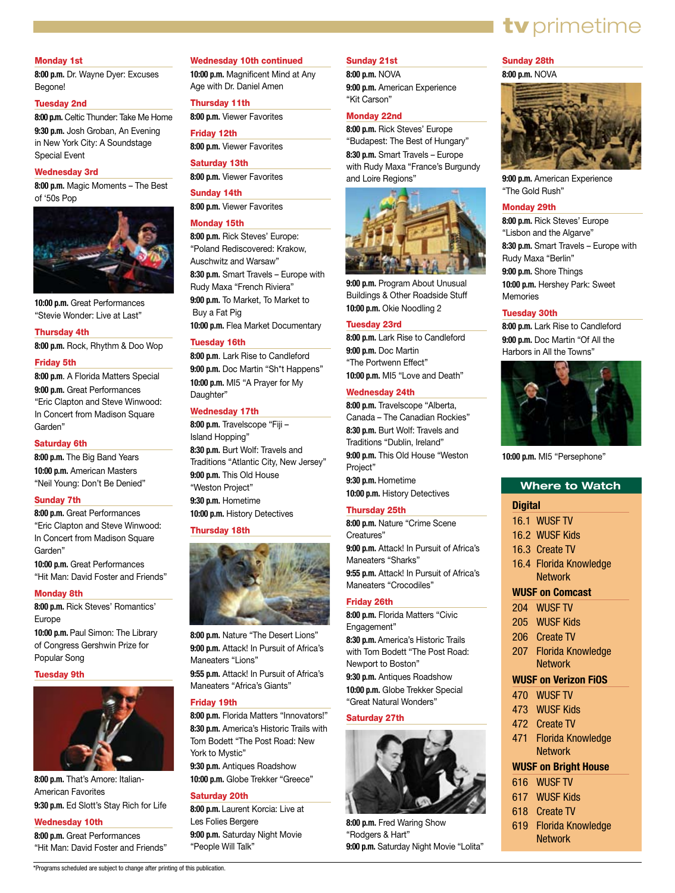# tv primetime

**Monday 1st**

**8:00 p.m.** Dr. Wayne Dyer: Excuses Begone!

**Tuesday 2nd**

**8:00 p.m.** Celtic Thunder: Take Me Home

**9:30 p.m.** Josh Groban, An Evening in New York City: A Soundstage Special Event

**Wednesday 3rd**

**8:00 p.m.** Magic Moments – The Best of '50s Pop

**10:00 p.m.** Great Performances "Stevie Wonder: Live at Last"

**Thursday 4th**

**8:00 p.m.** Rock, Rhythm & Doo Wop

**Friday 5th**

**8:00 p.m.** A Florida Matters Special

**9:00 p.m.** Great Performances "Eric Clapton and Steve Winwood: In Concert from Madison Square Garden"

**Saturday 6th**

**8:00 p.m.** The Big Band Years

**10:00 p.m.** American Masters "Neil Young: Don't Be Denied"

**Sunday 7th**

**8:00 p.m.** Great Performances "Eric Clapton and Steve Winwood: In Concert from Madison Square Garden"

**10:00 p.m.** Great Performances "Hit Man: David Foster and Friends"

**Monday 8th**

**8:00 p.m.** Rick Steves' Romantics' Europe

**10:00 p.m.** Paul Simon: The Library of Congress Gershwin Prize for Popular Song

**Tuesday 9th**

**8:00 p.m.** That's Amore: Italian-American Favorites

**9:30 p.m.** Ed Slott's Stay Rich for Life

**Wednesday 10th**

**8:00 p.m.** Great Performances "Hit Man: David Foster and Friends"

**Wednesday 10th continued**

**10:00 p.m.** Magnificent Mind at Any Age with Dr. Daniel Amen

**Thursday 11th**

**8:00 p.m.** Viewer Favorites

**Friday 12th**

**8:00 p.m.** Viewer Favorites

**Saturday 13th**

**8:00 p.m.** Viewer Favorites

**Sunday 14th**

**8:00 p.m.** Viewer Favorites

**Monday 15th**

**8:00 p.m.** Rick Steves' Europe: "Poland Rediscovered: Krakow, Auschwitz and Warsaw"

**8:30 p.m.** Smart Travels – Europe with Rudy Maxa "French Riviera"

**9:00 p.m.** To Market, To Market to Buy a Fat Pig

**10:00 p.m.** Flea Market Documentary

**Tuesday 16th**

**8:00 p.m.** Lark Rise to Candleford

**9:00 p.m.** Doc Martin "Sh*t Happens"

**10:00 p.m.** MI5 "A Prayer for My Daughter"

**Wednesday 17th**

**8:00 p.m.** Travelscope "Fiji – Island Hopping"

**8:30 p.m.** Burt Wolf: Travels and Traditions "Atlantic City, New Jersey"

**9:00 p.m.** This Old House "Weston Project"

**9:30 p.m.** Hometime

**10:00 p.m.** History Detectives

**Thursday 18th**

**8:00 p.m.** Nature "The Desert Lions"

**9:00 p.m.** Attack! In Pursuit of Africa's Maneaters "Lions"

**9:55 p.m.** Attack! In Pursuit of Africa's Maneaters "Africa's Giants"

**Friday 19th**

**8:00 p.m.** Florida Matters "Innovators!"

**8:30 p.m.** America's Historic Trails with Tom Bodett "The Post Road: New York to Mystic"

**9:30 p.m.** Antiques Roadshow

**10:00 p.m.** Globe Trekker "Greece"

**Saturday 20th**

**8:00 p.m.** Laurent Korcia: Live at Les Folies Bergere

**9:00 p.m.** Saturday Night Movie "People Will Talk"

**Sunday 21st**

**8:00 p.m.** NOVA

**9:00 p.m.** American Experience "Kit Carson"

**Monday 22nd**

**8:00 p.m.** Rick Steves' Europe "Budapest: The Best of Hungary"

**8:30 p.m.** Smart Travels – Europe with Rudy Maxa "France's Burgundy and Loire Regions"

**9:00 p.m.** Program About Unusual Buildings & Other Roadside Stuff

**10:00 p.m.** Okie Noodling 2

**Tuesday 23rd**

**8:00 p.m.** Lark Rise to Candleford

**9:00 p.m.** Doc Martin "The Portwenn Effect"

**10:00 p.m.** MI5 "Love and Death"

**Wednesday 24th**

**8:00 p.m.** Travelscope "Alberta, Canada – The Canadian Rockies"

**8:30 p.m.** Burt Wolf: Travels and Traditions "Dublin, Ireland"

**9:00 p.m.** This Old House "Weston Project"

**9:30 p.m.** Hometime

**10:00 p.m.** History Detectives

**Thursday 25th**

**8:00 p.m.** Nature "Crime Scene Creatures"

**9:00 p.m.** Attack! In Pursuit of Africa's Maneaters "Sharks"

**9:55 p.m.** Attack! In Pursuit of Africa's Maneaters "Crocodiles"

**Friday 26th**

**8:00 p.m.** Florida Matters "Civic Engagement"

**8:30 p.m.** America's Historic Trails with Tom Bodett "The Post Road: Newport to Boston"

**9:30 p.m.** Antiques Roadshow

**10:00 p.m.** Globe Trekker Special "Great Natural Wonders"

**Saturday 27th**

**8:00 p.m.** Fred Waring Show "Rodgers & Hart"

**9:00 p.m.** Saturday Night Movie "Lolita"

**Sunday 28th**

**8:00 p.m.** NOVA

**9:00 p.m.** American Experience "The Gold Rush"

**Monday 29th**

**8:00 p.m.** Rick Steves' Europe "Lisbon and the Algarve"

**8:30 p.m.** Smart Travels – Europe with Rudy Maxa "Berlin"

**9:00 p.m.** Shore Things

**10:00 p.m.** Hershey Park: Sweet Memories

**Tuesday 30th**

**8:00 p.m.** Lark Rise to Candleford

**9:00 p.m.** Doc Martin "Of All the Harbors in All the Towns"

**10:00 p.m.** MI5 "Persephone"

## Where to Watch

**Digital**

- 16.1 WUSF TV
- 16.2 WUSF Kids
- 16.3 Create TV
- 16.4 Florida Knowledge Network

**WUSF on Comcast**

- 204 WUSF TV
- 205 WUSF Kids
- 206 Create TV
- 207 Florida Knowledge Network

**WUSF on Verizon FiOS**

- 470 WUSF TV
- 473 WUSF Kids
- 472 Create TV
- 471 Florida Knowledge Network

**WUSF on Bright House**

- 616 WUSF TV
- 617 WUSF Kids
- 618 Create TV
- 619 Florida Knowledge Network

*Programs scheduled are subject to change after printing of this publication.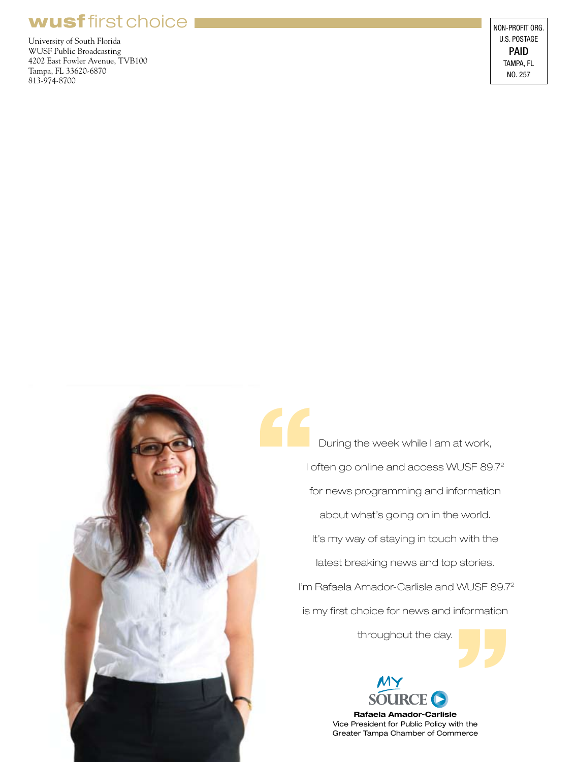**wusf** first choice

University of South Florida
WUSF Public Broadcasting
4202 East Fowler Avenue, TVB100
Tampa, FL 33620-6870
813-974-8700

NON-PROFIT ORG.
U.S. POSTAGE
**PAID**
TAMPA, FL
NO. 257

"During the week while I am at work, I often go online and access WUSF 89.7[2] for news programming and information about what's going on in the world. It's my way of staying in touch with the latest breaking news and top stories. I'm Rafaela Amador-Carlisle and WUSF 89.7[2] is my first choice for news and information throughout the day."

MY SOURCE

**Rafaela Amador-Carlisle**
Vice President for Public Policy with the Greater Tampa Chamber of Commerce